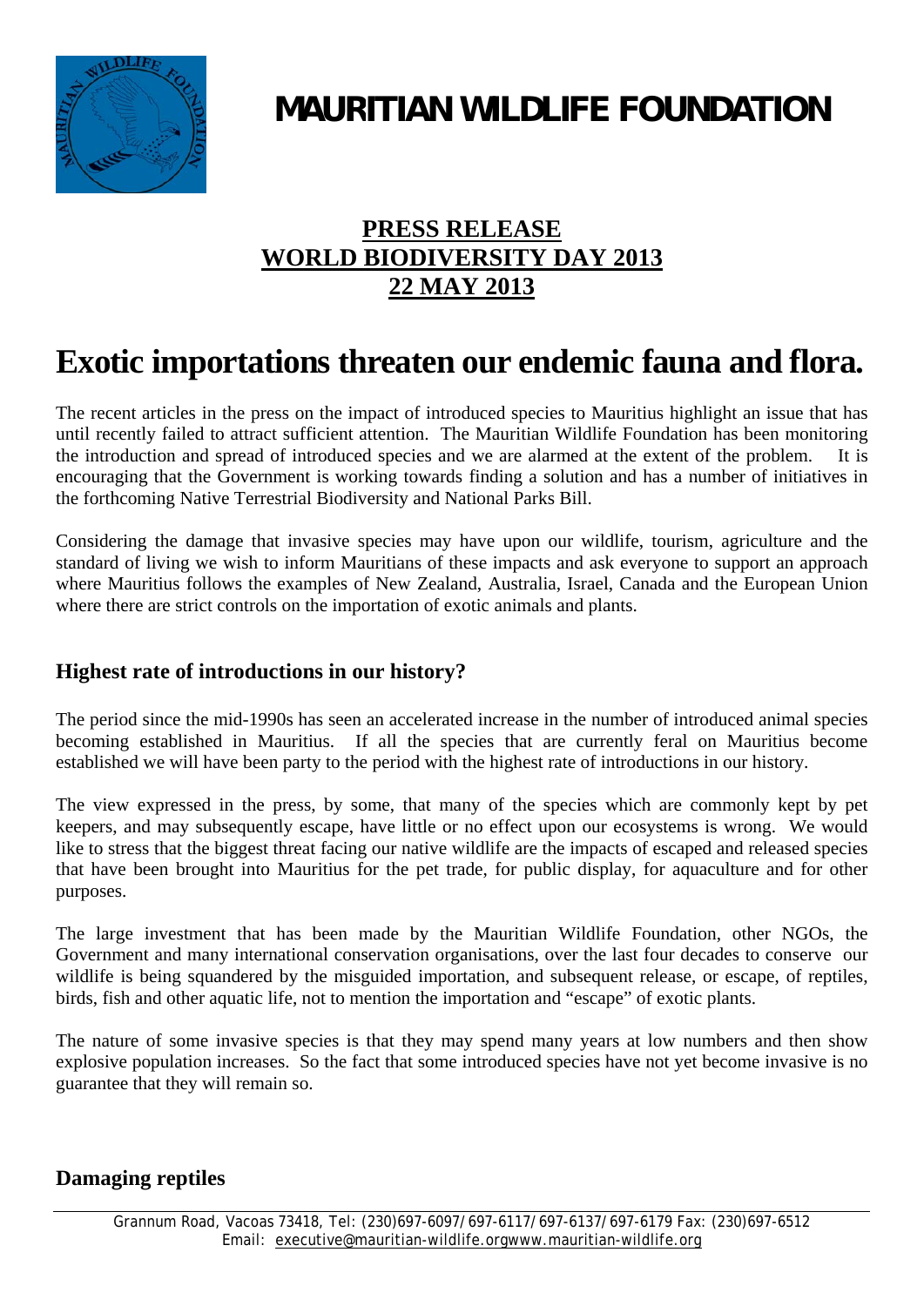# MAURITIAN WILDLIFE FOUNDATION

## PRESS RELEASE
## WORLD BIODIVERSITY DAY 2013
## 22 MAY 2013

# Exotic importations threaten our endemic fauna and flora.

The recent articles in the press on the impact of introduced species to Mauritius highlight an issue that has until recently failed to attract sufficient attention. The Mauritian Wildlife Foundation has been monitoring the introduction and spread of introduced species and we are alarmed at the extent of the problem. It is encouraging that the Government is working towards finding a solution and has a number of initiatives in the forthcoming Native Terrestrial Biodiversity and National Parks Bill.

Considering the damage that invasive species may have upon our wildlife, tourism, agriculture and the standard of living we wish to inform Mauritians of these impacts and ask everyone to support an approach where Mauritius follows the examples of New Zealand, Australia, Israel, Canada and the European Union where there are strict controls on the importation of exotic animals and plants.

### Highest rate of introductions in our history?

The period since the mid-1990s has seen an accelerated increase in the number of introduced animal species becoming established in Mauritius. If all the species that are currently feral on Mauritius become established we will have been party to the period with the highest rate of introductions in our history.

The view expressed in the press, by some, that many of the species which are commonly kept by pet keepers, and may subsequently escape, have little or no effect upon our ecosystems is wrong. We would like to stress that the biggest threat facing our native wildlife are the impacts of escaped and released species that have been brought into Mauritius for the pet trade, for public display, for aquaculture and for other purposes.

The large investment that has been made by the Mauritian Wildlife Foundation, other NGOs, the Government and many international conservation organisations, over the last four decades to conserve our wildlife is being squandered by the misguided importation, and subsequent release, or escape, of reptiles, birds, fish and other aquatic life, not to mention the importation and "escape" of exotic plants.

The nature of some invasive species is that they may spend many years at low numbers and then show explosive population increases. So the fact that some introduced species have not yet become invasive is no guarantee that they will remain so.

### Damaging reptiles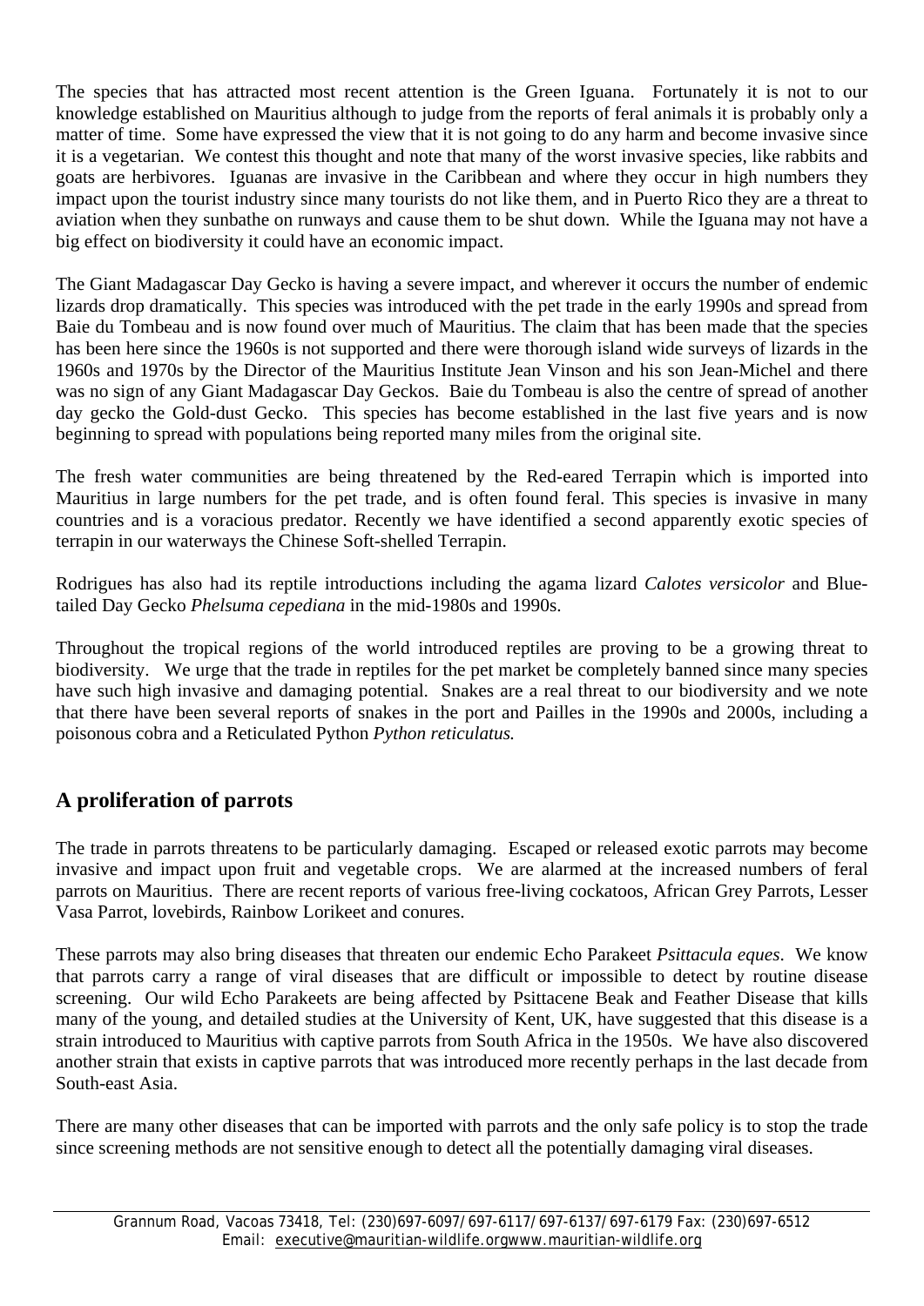The species that has attracted most recent attention is the Green Iguana. Fortunately it is not to our knowledge established on Mauritius although to judge from the reports of feral animals it is probably only a matter of time. Some have expressed the view that it is not going to do any harm and become invasive since it is a vegetarian. We contest this thought and note that many of the worst invasive species, like rabbits and goats are herbivores. Iguanas are invasive in the Caribbean and where they occur in high numbers they impact upon the tourist industry since many tourists do not like them, and in Puerto Rico they are a threat to aviation when they sunbathe on runways and cause them to be shut down. While the Iguana may not have a big effect on biodiversity it could have an economic impact.

The Giant Madagascar Day Gecko is having a severe impact, and wherever it occurs the number of endemic lizards drop dramatically. This species was introduced with the pet trade in the early 1990s and spread from Baie du Tombeau and is now found over much of Mauritius. The claim that has been made that the species has been here since the 1960s is not supported and there were thorough island wide surveys of lizards in the 1960s and 1970s by the Director of the Mauritius Institute Jean Vinson and his son Jean-Michel and there was no sign of any Giant Madagascar Day Geckos. Baie du Tombeau is also the centre of spread of another day gecko the Gold-dust Gecko. This species has become established in the last five years and is now beginning to spread with populations being reported many miles from the original site.

The fresh water communities are being threatened by the Red-eared Terrapin which is imported into Mauritius in large numbers for the pet trade, and is often found feral. This species is invasive in many countries and is a voracious predator. Recently we have identified a second apparently exotic species of terrapin in our waterways the Chinese Soft-shelled Terrapin.

Rodrigues has also had its reptile introductions including the agama lizard *Calotes versicolor* and Blue-tailed Day Gecko *Phelsuma cepediana* in the mid-1980s and 1990s.

Throughout the tropical regions of the world introduced reptiles are proving to be a growing threat to biodiversity. We urge that the trade in reptiles for the pet market be completely banned since many species have such high invasive and damaging potential. Snakes are a real threat to our biodiversity and we note that there have been several reports of snakes in the port and Pailles in the 1990s and 2000s, including a poisonous cobra and a Reticulated Python *Python reticulatus.*

## A proliferation of parrots

The trade in parrots threatens to be particularly damaging. Escaped or released exotic parrots may become invasive and impact upon fruit and vegetable crops. We are alarmed at the increased numbers of feral parrots on Mauritius. There are recent reports of various free-living cockatoos, African Grey Parrots, Lesser Vasa Parrot, lovebirds, Rainbow Lorikeet and conures.

These parrots may also bring diseases that threaten our endemic Echo Parakeet *Psittacula eques*. We know that parrots carry a range of viral diseases that are difficult or impossible to detect by routine disease screening. Our wild Echo Parakeets are being affected by Psittacene Beak and Feather Disease that kills many of the young, and detailed studies at the University of Kent, UK, have suggested that this disease is a strain introduced to Mauritius with captive parrots from South Africa in the 1950s. We have also discovered another strain that exists in captive parrots that was introduced more recently perhaps in the last decade from South-east Asia.

There are many other diseases that can be imported with parrots and the only safe policy is to stop the trade since screening methods are not sensitive enough to detect all the potentially damaging viral diseases.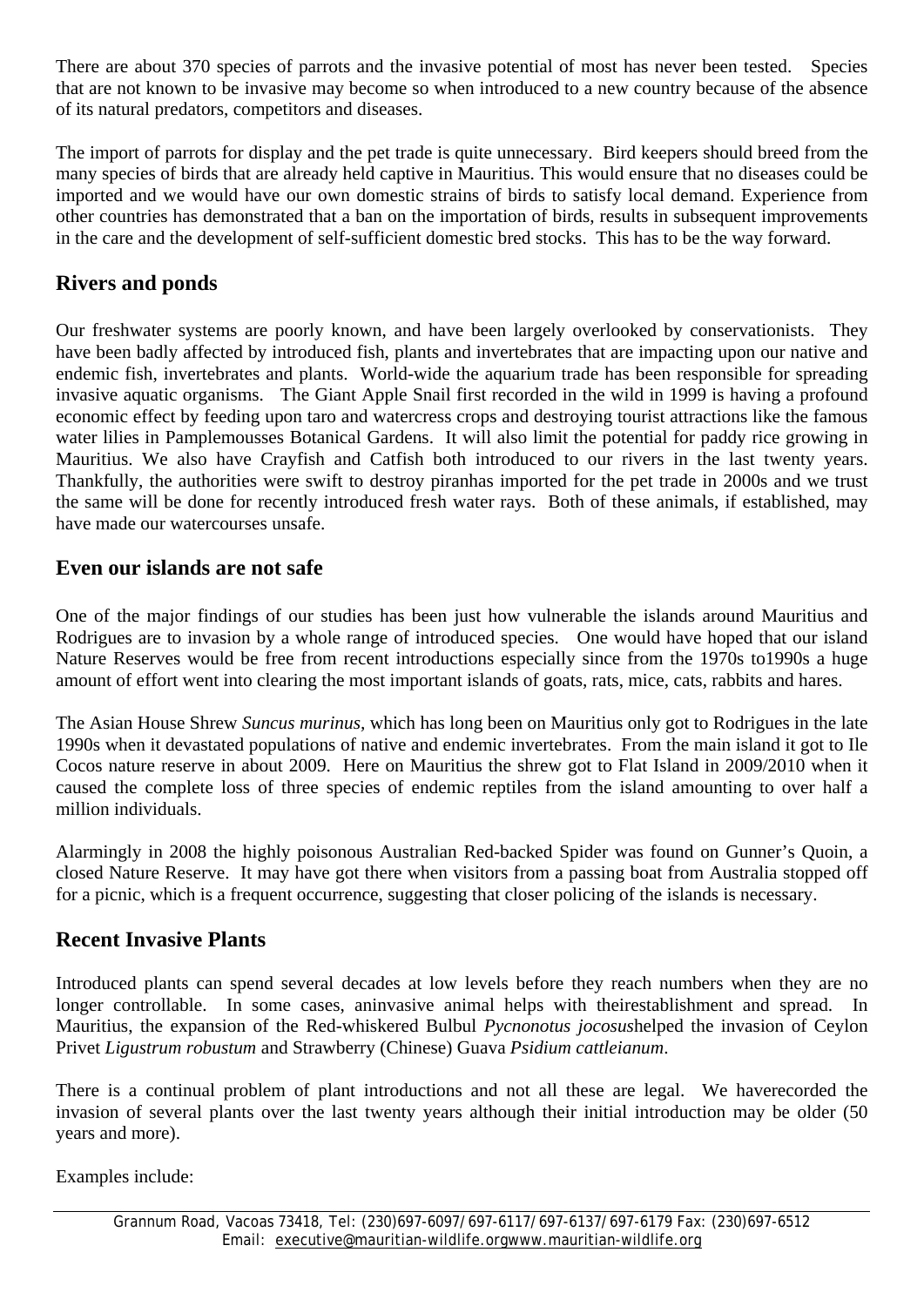There are about 370 species of parrots and the invasive potential of most has never been tested. Species that are not known to be invasive may become so when introduced to a new country because of the absence of its natural predators, competitors and diseases.

The import of parrots for display and the pet trade is quite unnecessary. Bird keepers should breed from the many species of birds that are already held captive in Mauritius. This would ensure that no diseases could be imported and we would have our own domestic strains of birds to satisfy local demand. Experience from other countries has demonstrated that a ban on the importation of birds, results in subsequent improvements in the care and the development of self-sufficient domestic bred stocks. This has to be the way forward.

## Rivers and ponds

Our freshwater systems are poorly known, and have been largely overlooked by conservationists. They have been badly affected by introduced fish, plants and invertebrates that are impacting upon our native and endemic fish, invertebrates and plants. World-wide the aquarium trade has been responsible for spreading invasive aquatic organisms. The Giant Apple Snail first recorded in the wild in 1999 is having a profound economic effect by feeding upon taro and watercress crops and destroying tourist attractions like the famous water lilies in Pamplemousses Botanical Gardens. It will also limit the potential for paddy rice growing in Mauritius. We also have Crayfish and Catfish both introduced to our rivers in the last twenty years. Thankfully, the authorities were swift to destroy piranhas imported for the pet trade in 2000s and we trust the same will be done for recently introduced fresh water rays. Both of these animals, if established, may have made our watercourses unsafe.

## Even our islands are not safe

One of the major findings of our studies has been just how vulnerable the islands around Mauritius and Rodrigues are to invasion by a whole range of introduced species. One would have hoped that our island Nature Reserves would be free from recent introductions especially since from the 1970s to1990s a huge amount of effort went into clearing the most important islands of goats, rats, mice, cats, rabbits and hares.

The Asian House Shrew *Suncus murinus,* which has long been on Mauritius only got to Rodrigues in the late 1990s when it devastated populations of native and endemic invertebrates. From the main island it got to Ile Cocos nature reserve in about 2009. Here on Mauritius the shrew got to Flat Island in 2009/2010 when it caused the complete loss of three species of endemic reptiles from the island amounting to over half a million individuals.

Alarmingly in 2008 the highly poisonous Australian Red-backed Spider was found on Gunner's Quoin, a closed Nature Reserve. It may have got there when visitors from a passing boat from Australia stopped off for a picnic, which is a frequent occurrence, suggesting that closer policing of the islands is necessary.

## Recent Invasive Plants

Introduced plants can spend several decades at low levels before they reach numbers when they are no longer controllable. In some cases, aninvasive animal helps with theirestablishment and spread. In Mauritius, the expansion of the Red-whiskered Bulbul *Pycnonotus jocosus*helped the invasion of Ceylon Privet *Ligustrum robustum* and Strawberry (Chinese) Guava *Psidium cattleianum*.

There is a continual problem of plant introductions and not all these are legal. We haverecorded the invasion of several plants over the last twenty years although their initial introduction may be older (50 years and more).

Examples include: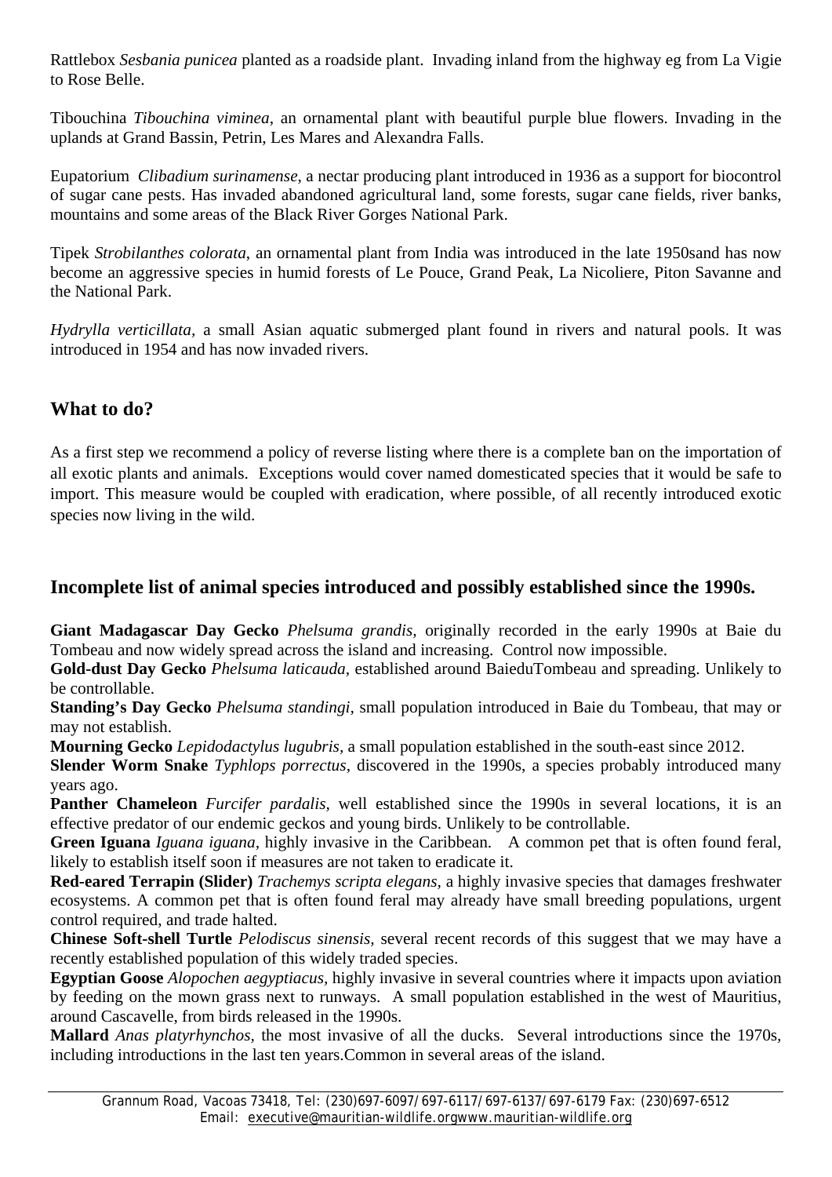Rattlebox *Sesbania punicea* planted as a roadside plant. Invading inland from the highway eg from La Vigie to Rose Belle.

Tibouchina *Tibouchina viminea*, an ornamental plant with beautiful purple blue flowers. Invading in the uplands at Grand Bassin, Petrin, Les Mares and Alexandra Falls.

Eupatorium *Clibadium surinamense*, a nectar producing plant introduced in 1936 as a support for biocontrol of sugar cane pests. Has invaded abandoned agricultural land, some forests, sugar cane fields, river banks, mountains and some areas of the Black River Gorges National Park.

Tipek *Strobilanthes colorata*, an ornamental plant from India was introduced in the late 1950sand has now become an aggressive species in humid forests of Le Pouce, Grand Peak, La Nicoliere, Piton Savanne and the National Park.

*Hydrylla verticillata*, a small Asian aquatic submerged plant found in rivers and natural pools. It was introduced in 1954 and has now invaded rivers.

## What to do?

As a first step we recommend a policy of reverse listing where there is a complete ban on the importation of all exotic plants and animals. Exceptions would cover named domesticated species that it would be safe to import. This measure would be coupled with eradication, where possible, of all recently introduced exotic species now living in the wild.

## Incomplete list of animal species introduced and possibly established since the 1990s.

**Giant Madagascar Day Gecko** *Phelsuma grandis*, originally recorded in the early 1990s at Baie du Tombeau and now widely spread across the island and increasing. Control now impossible.
**Gold-dust Day Gecko** *Phelsuma laticauda*, established around BaieduTombeau and spreading. Unlikely to be controllable.
**Standing's Day Gecko** *Phelsuma standingi*, small population introduced in Baie du Tombeau, that may or may not establish.
**Mourning Gecko** *Lepidodactylus lugubris*, a small population established in the south-east since 2012.
**Slender Worm Snake** *Typhlops porrectus*, discovered in the 1990s, a species probably introduced many years ago.
**Panther Chameleon** *Furcifer pardalis*, well established since the 1990s in several locations, it is an effective predator of our endemic geckos and young birds. Unlikely to be controllable.
**Green Iguana** *Iguana iguana*, highly invasive in the Caribbean. A common pet that is often found feral, likely to establish itself soon if measures are not taken to eradicate it.
**Red-eared Terrapin (Slider)** *Trachemys scripta elegans*, a highly invasive species that damages freshwater ecosystems. A common pet that is often found feral may already have small breeding populations, urgent control required, and trade halted.
**Chinese Soft-shell Turtle** *Pelodiscus sinensis*, several recent records of this suggest that we may have a recently established population of this widely traded species.
**Egyptian Goose** *Alopochen aegyptiacus*, highly invasive in several countries where it impacts upon aviation by feeding on the mown grass next to runways. A small population established in the west of Mauritius, around Cascavelle, from birds released in the 1990s.
**Mallard** *Anas platyrhynchos*, the most invasive of all the ducks. Several introductions since the 1970s, including introductions in the last ten years.Common in several areas of the island.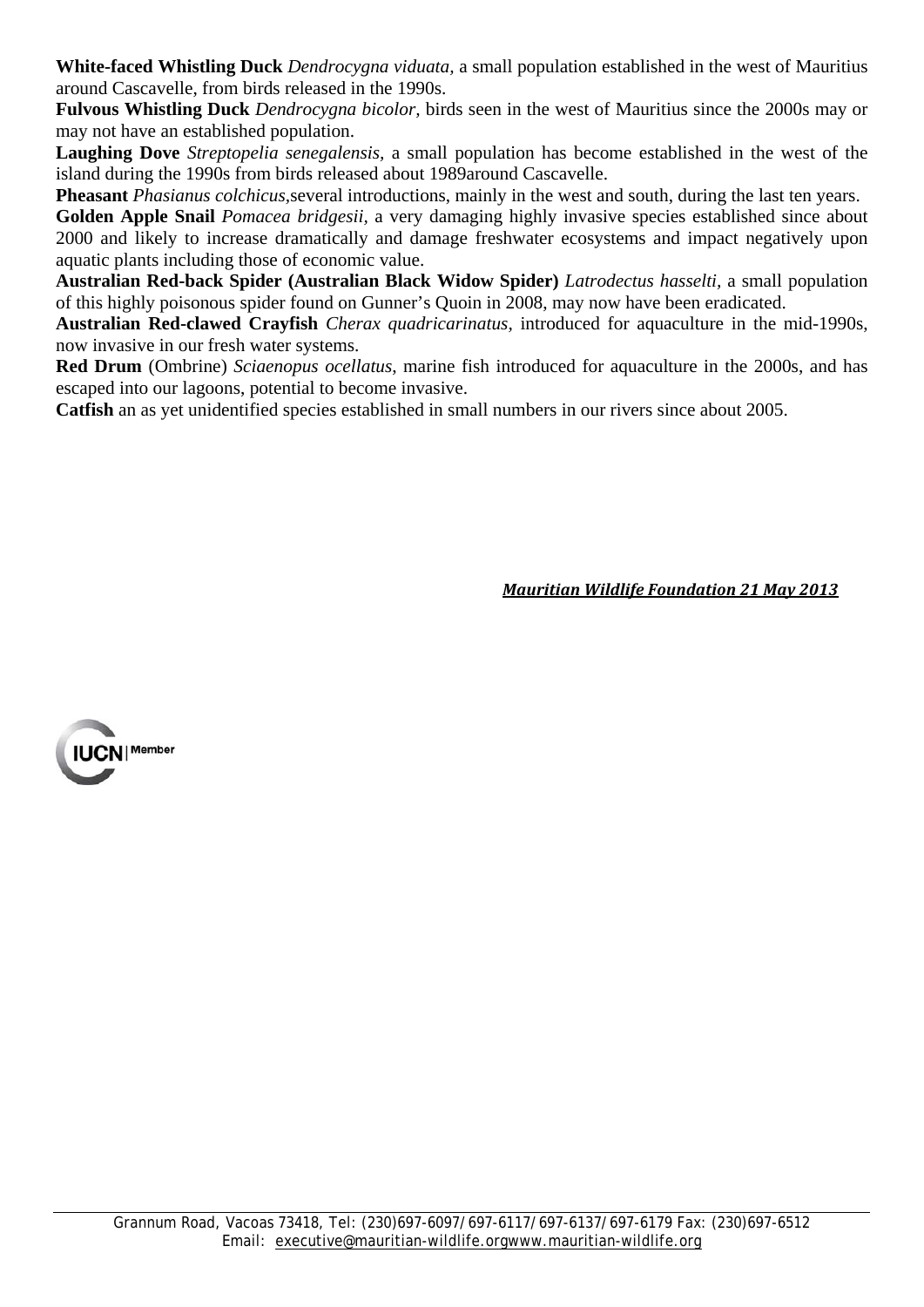**White-faced Whistling Duck** *Dendrocygna viduata*, a small population established in the west of Mauritius around Cascavelle, from birds released in the 1990s.

**Fulvous Whistling Duck** *Dendrocygna bicolor*, birds seen in the west of Mauritius since the 2000s may or may not have an established population.

**Laughing Dove** *Streptopelia senegalensis*, a small population has become established in the west of the island during the 1990s from birds released about 1989around Cascavelle.

**Pheasant** *Phasianus colchicus*,several introductions, mainly in the west and south, during the last ten years.

**Golden Apple Snail** *Pomacea bridgesii*, a very damaging highly invasive species established since about 2000 and likely to increase dramatically and damage freshwater ecosystems and impact negatively upon aquatic plants including those of economic value.

**Australian Red-back Spider (Australian Black Widow Spider)** *Latrodectus hasselti*, a small population of this highly poisonous spider found on Gunner's Quoin in 2008, may now have been eradicated.

**Australian Red-clawed Crayfish** *Cherax quadricarinatus*, introduced for aquaculture in the mid-1990s, now invasive in our fresh water systems.

**Red Drum** (Ombrine) *Sciaenopus ocellatus*, marine fish introduced for aquaculture in the 2000s, and has escaped into our lagoons, potential to become invasive.

**Catfish** an as yet unidentified species established in small numbers in our rivers since about 2005.

***Mauritian Wildlife Foundation 21 May 2013***

IUCN | Member

Grannum Road, Vacoas 73418, Tel: (230)697-6097/697-6117/697-6137/697-6179 Fax: (230)697-6512
Email: executive@mauritian-wildlife.orgwww.mauritian-wildlife.org